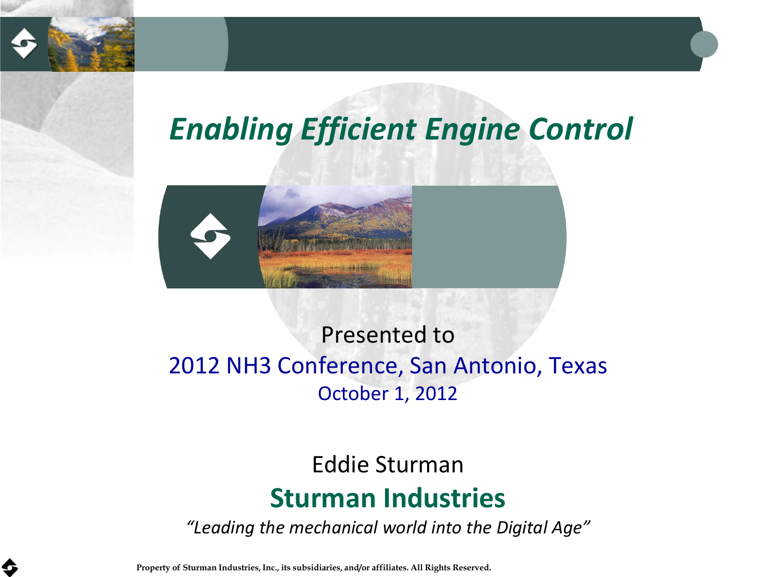# *Enabling Efficient Engine Control*

Presented to

2012 NH3 Conference, San Antonio, Texas

October 1, 2012

Eddie Sturman

**Sturman Industries**

*"Leading the mechanical world into the Digital Age"*

**Property of Sturman Industries, Inc., its subsidiaries, and/or affiliates. All Rights Reserved.**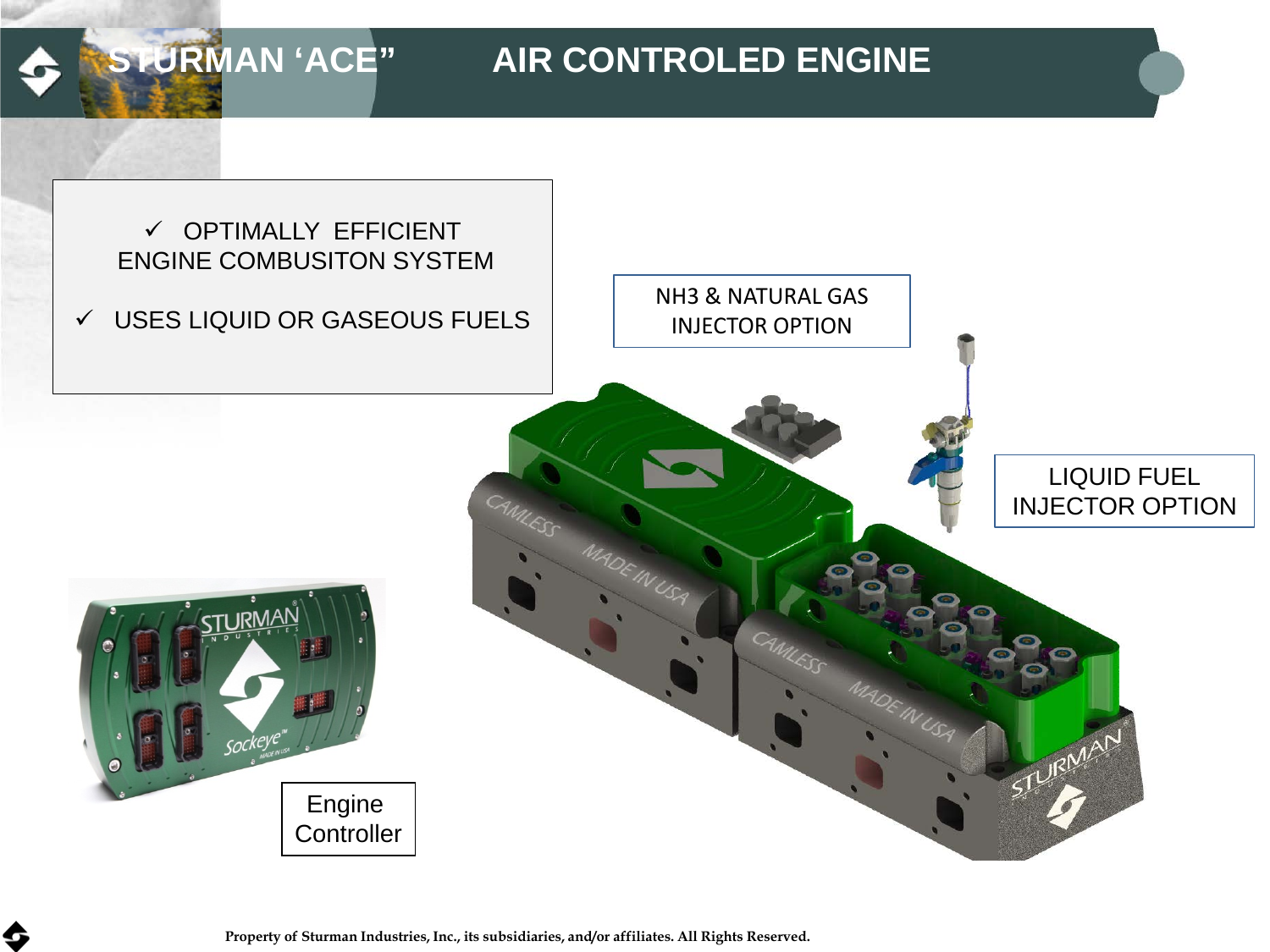# STURMAN 'ACE" AIR CONTROLED ENGINE

- ✓ OPTIMALLY EFFICIENT ENGINE COMBUSITON SYSTEM
- ✓ USES LIQUID OR GASEOUS FUELS

NH3 & NATURAL GAS INJECTOR OPTION

LIQUID FUEL INJECTOR OPTION

Engine Controller

**Property of Sturman Industries, Inc., its subsidiaries, and/or affiliates. All Rights Reserved.**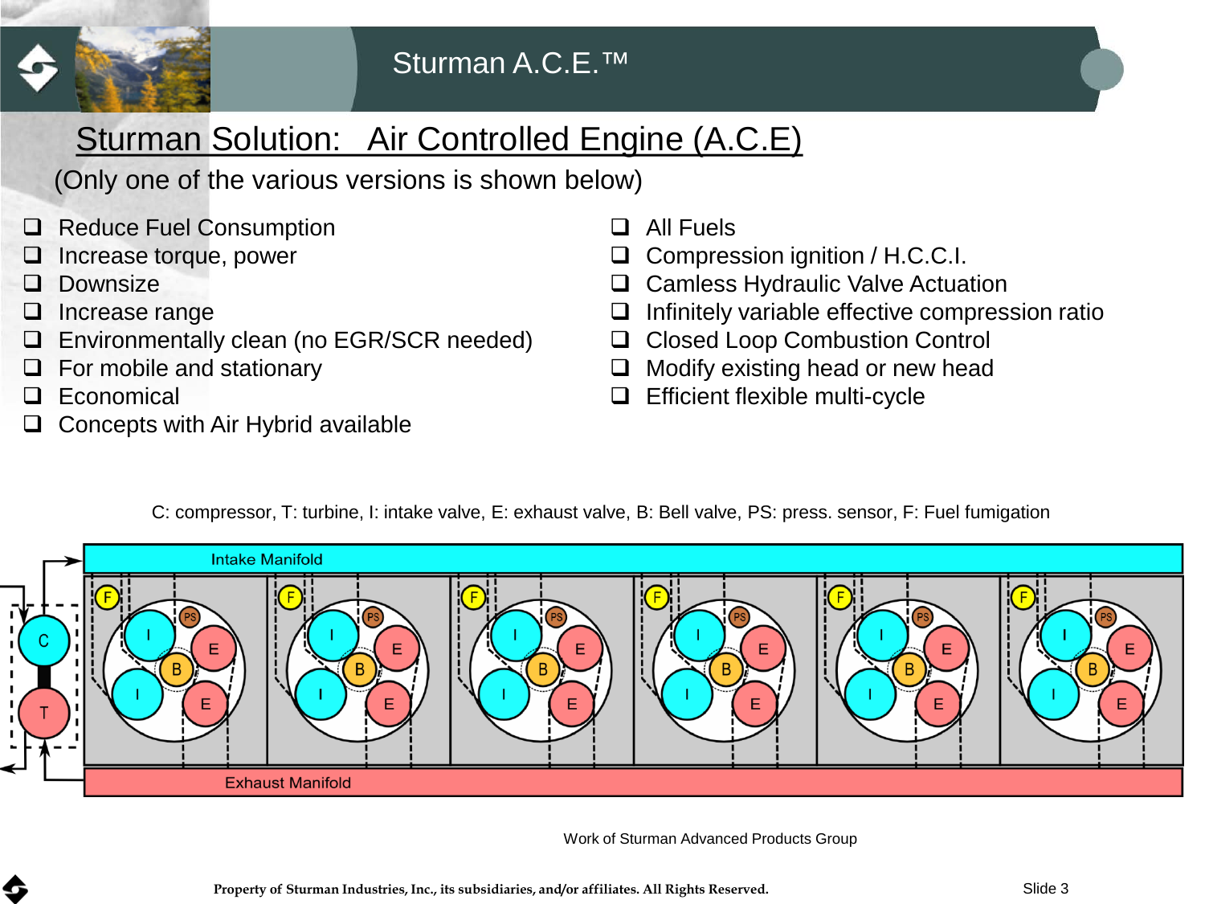# Sturman A.C.E.™

## Sturman Solution: Air Controlled Engine (A.C.E)

(Only one of the various versions is shown below)

- Reduce Fuel Consumption
- Increase torque, power
- Downsize
- Increase range
- Environmentally clean (no EGR/SCR needed)
- For mobile and stationary
- Economical
- Concepts with Air Hybrid available

- All Fuels
- Compression ignition / H.C.C.I.
- Camless Hydraulic Valve Actuation
- Infinitely variable effective compression ratio
- Closed Loop Combustion Control
- Modify existing head or new head
- Efficient flexible multi-cycle

C: compressor, T: turbine, I: intake valve, E: exhaust valve, B: Bell valve, PS: press. sensor, F: Fuel fumigation

Work of Sturman Advanced Products Group

Property of Sturman Industries, Inc., its subsidiaries, and/or affiliates. All Rights Reserved.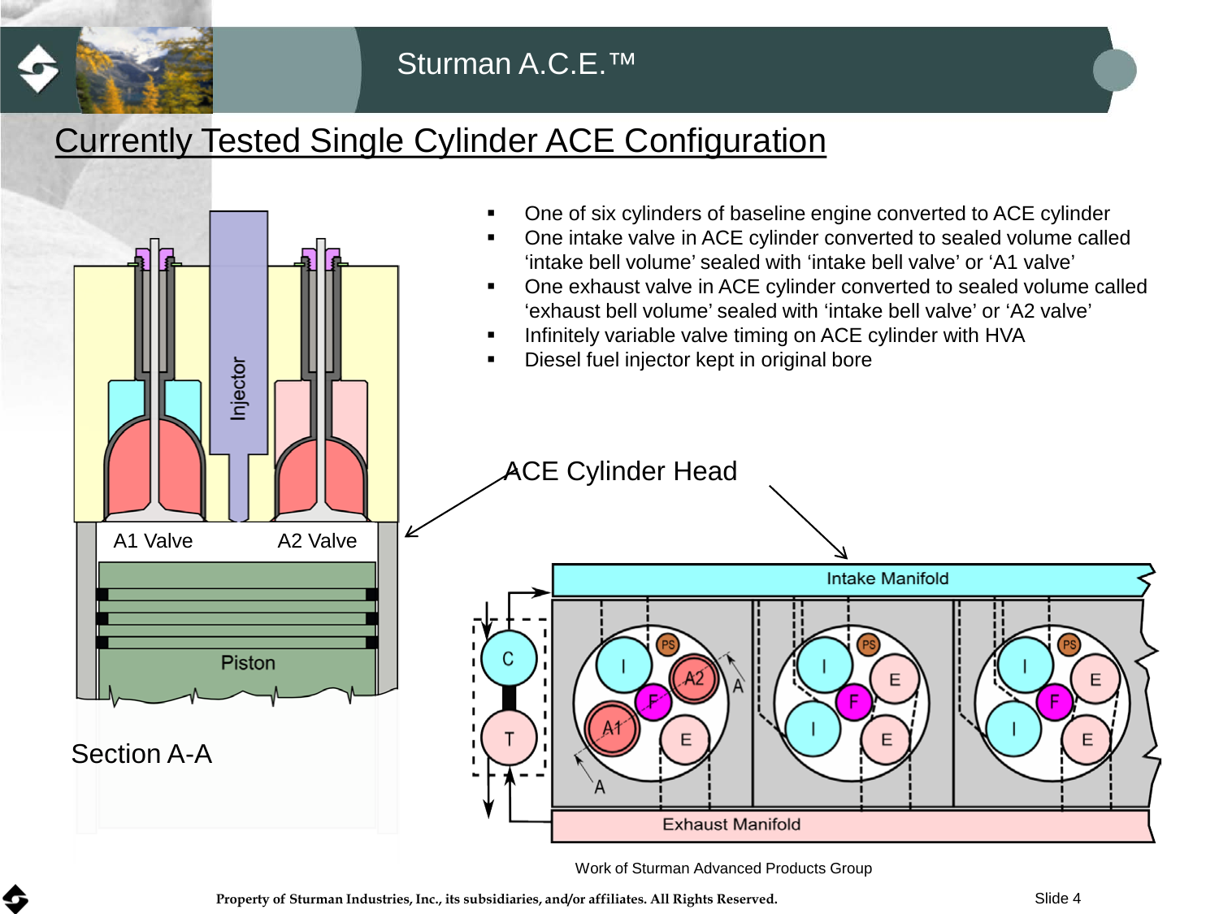## Currently Tested Single Cylinder ACE Configuration

- One of six cylinders of baseline engine converted to ACE cylinder
- One intake valve in ACE cylinder converted to sealed volume called 'intake bell volume' sealed with 'intake bell valve' or 'A1 valve'
- One exhaust valve in ACE cylinder converted to sealed volume called 'exhaust bell volume' sealed with 'intake bell valve' or 'A2 valve'
- Infinitely variable valve timing on ACE cylinder with HVA
- Diesel fuel injector kept in original bore

Injector

A1 Valve

A2 Valve

Piston

Section A-A

ACE Cylinder Head

Intake Manifold

Exhaust Manifold

C

T

PS

I

A2

F

A1

E

A

Work of Sturman Advanced Products Group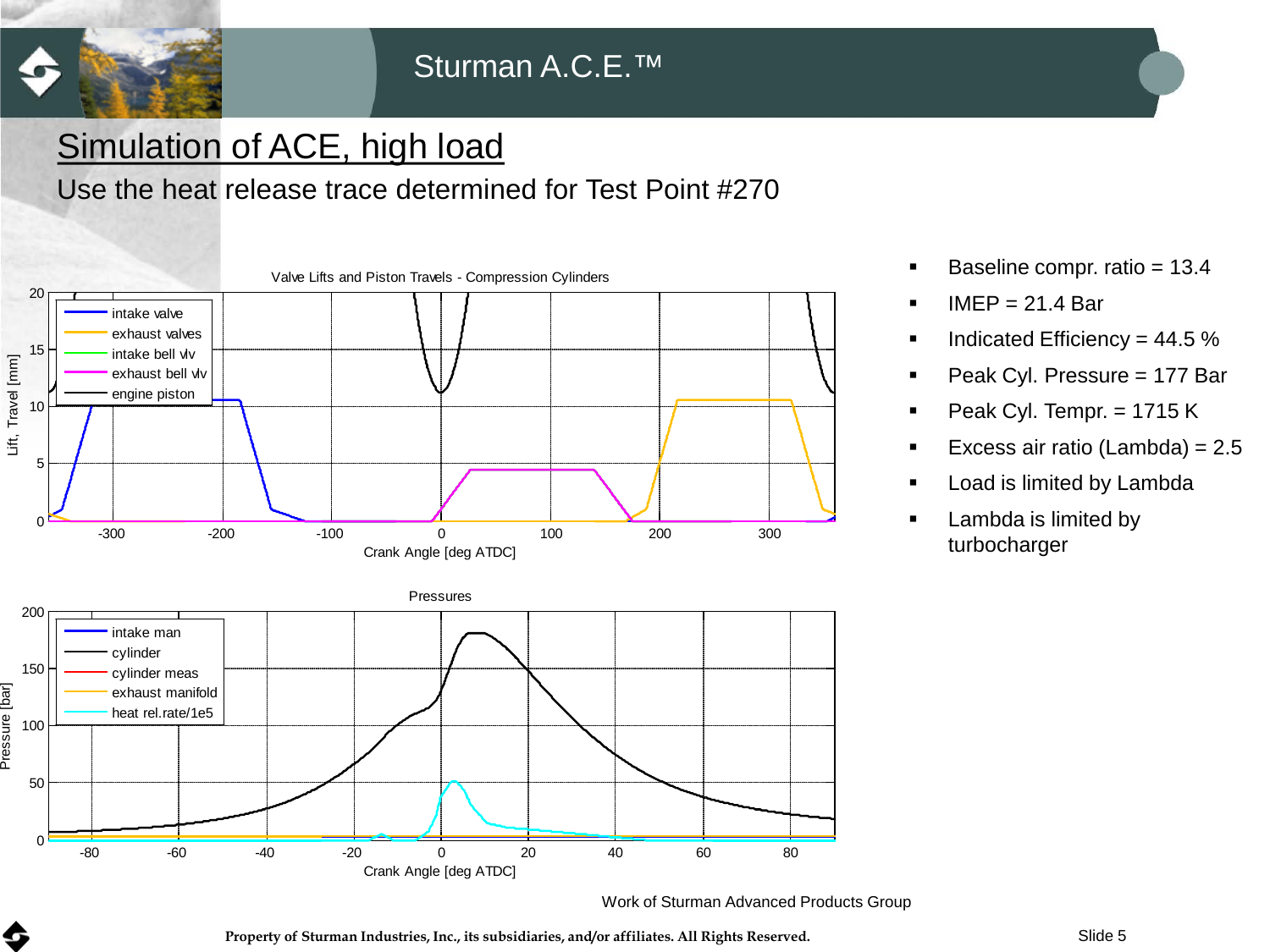# Simulation of ACE, high load

Use the heat release trace determined for Test Point #270

Valve Lifts and Piston Travels - Compression Cylinders

Pressures

- Baseline compr. ratio = 13.4
- IMEP = 21.4 Bar
- Indicated Efficiency = 44.5 %
- Peak Cyl. Pressure = 177 Bar
- Peak Cyl. Tempr. = 1715 K
- Excess air ratio (Lambda) = 2.5
- Load is limited by Lambda
- Lambda is limited by turbocharger

Work of Sturman Advanced Products Group

Property of Sturman Industries, Inc., its subsidiaries, and/or affiliates. All Rights Reserved.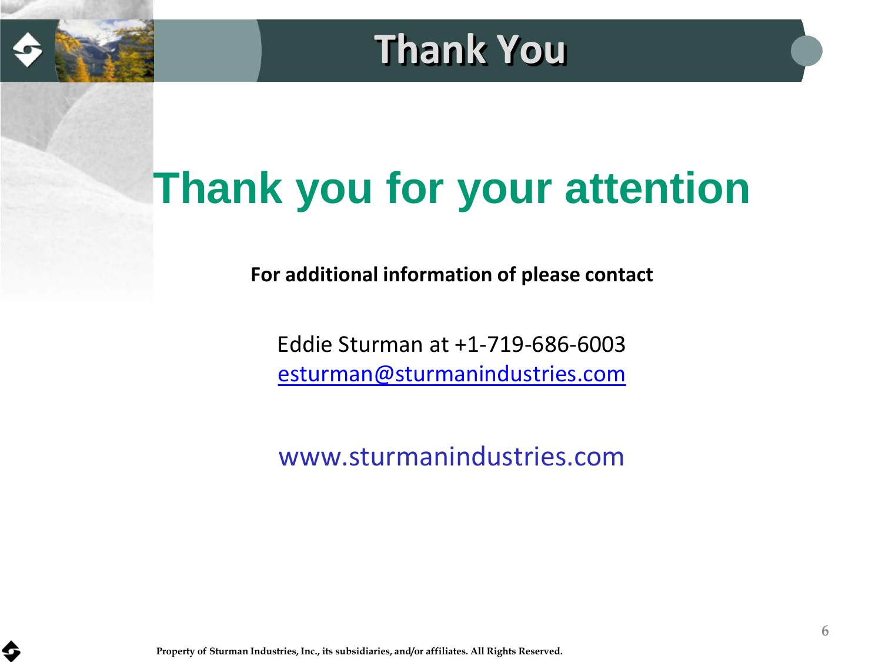# Thank You

## Thank you for your attention

**For additional information of please contact**

Eddie Sturman at +1-719-686-6003
esturman@sturmanindustries.com

www.sturmanindustries.com

**Property of Sturman Industries, Inc., its subsidiaries, and/or affiliates. All Rights Reserved.**